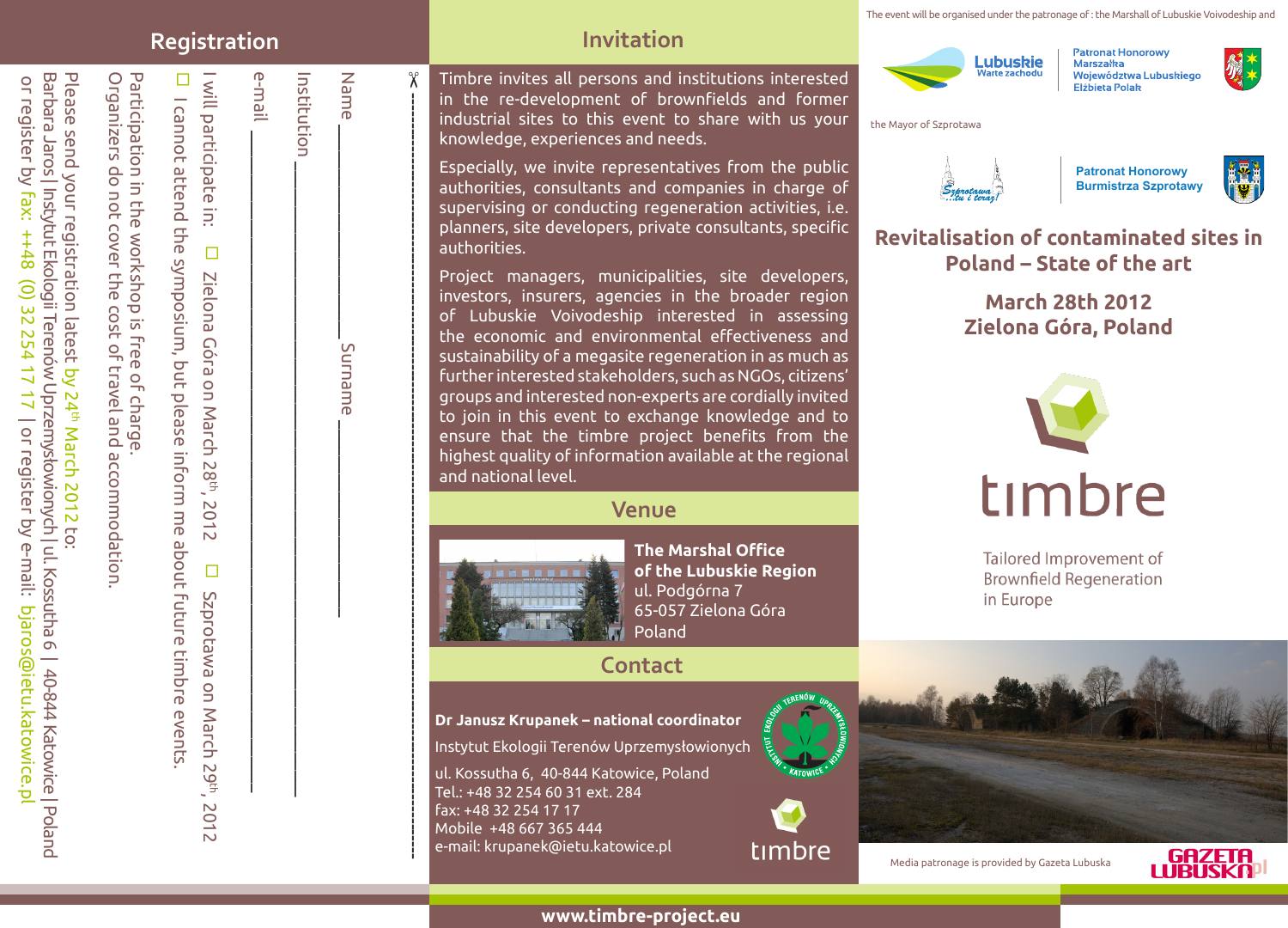## Registration

Name ________________ Surname ________________

Institution ________________

e-mail ________________

I will participate in: ☐ Zielona Góra on March 28th, 2012 ☐ Szprotawa on March 29th, 2012

☐ I cannot attend the symposium, but please inform me about future timbre events.

Participation in the workshop is free of charge.

Organizers do not cover the cost of travel and accommodation.

Please send your registration latest by 24th March 2012 to:

Barbara Jaros | Instytut Ekologii Terenów Uprzemysłowionych | ul. Kossutha 6 | 40-844 Katowice | Poland

or register by fax: ++48 (0) 32 254 17 17 | or register by e-mail: bjaros@ietu.katowice.pl

## Invitation

Timbre invites all persons and institutions interested in the re-development of brownfields and former industrial sites to this event to share with us your knowledge, experiences and needs.

Especially, we invite representatives from the public authorities, consultants and companies in charge of supervising or conducting regeneration activities, i.e. planners, site developers, private consultants, specific authorities.

Project managers, municipalities, site developers, investors, insurers, agencies in the broader region of Lubuskie Voivodeship interested in assessing the economic and environmental effectiveness and sustainability of a megasite regeneration in as much as further interested stakeholders, such as NGOs, citizens' groups and interested non-experts are cordially invited to join in this event to exchange knowledge and to ensure that the timbre project benefits from the highest quality of information available at the regional and national level.

## Venue

**The Marshal Office of the Lubuskie Region**
ul. Podgórna 7
65-057 Zielona Góra
Poland

## Contact

**Dr Janusz Krupanek – national coordinator**

Instytut Ekologii Terenów Uprzemysłowionych

ul. Kossutha 6, 40-844 Katowice, Poland
Tel.: +48 32 254 60 31 ext. 284
fax: +48 32 254 17 17
Mobile +48 667 365 444
e-mail: krupanek@ietu.katowice.pl

timbre

The event will be organised under the patronage of : the Marshall of Lubuskie Voivodeship and

Lubuskie Warte zachodu

Patronat Honorowy Marszałka Województwa Lubuskiego Elżbieta Polak

the Mayor of Szprotawa

Szprotawa ...tu i teraz!

Patronat Honorowy Burmistrza Szprotawy

# Revitalisation of contaminated sites in Poland – State of the art

**March 28th 2012**
**Zielona Góra, Poland**

timbre

Tailored Improvement of Brownfield Regeneration in Europe

Media patronage is provided by Gazeta Lubuska

GAZETA LUBUSKA.pl

**www.timbre-project.eu**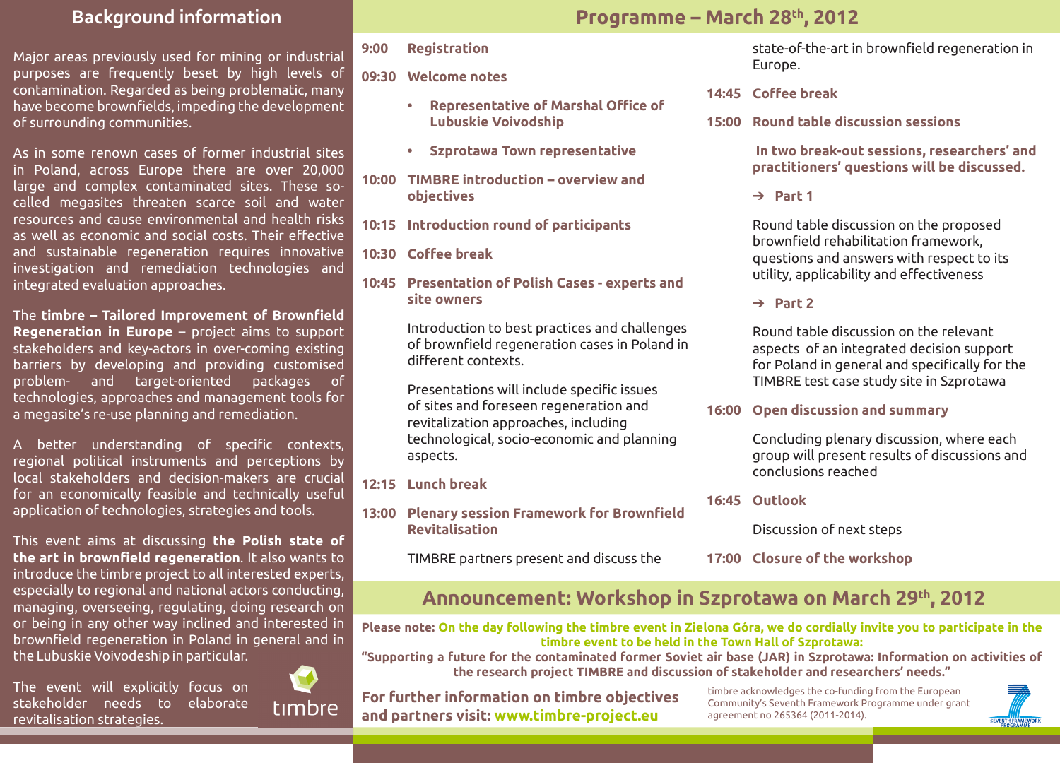## Background information

Major areas previously used for mining or industrial purposes are frequently beset by high levels of contamination. Regarded as being problematic, many have become brownfields, impeding the development of surrounding communities.

As in some renown cases of former industrial sites in Poland, across Europe there are over 20,000 large and complex contaminated sites. These so-called megasites threaten scarce soil and water resources and cause environmental and health risks as well as economic and social costs. Their effective and sustainable regeneration requires innovative investigation and remediation technologies and integrated evaluation approaches.

The **timbre – Tailored Improvement of Brownfield Regeneration in Europe** – project aims to support stakeholders and key-actors in over-coming existing barriers by developing and providing customised problem- and target-oriented packages of technologies, approaches and management tools for a megasite's re-use planning and remediation.

A better understanding of specific contexts, regional political instruments and perceptions by local stakeholders and decision-makers are crucial for an economically feasible and technically useful application of technologies, strategies and tools.

This event aims at discussing **the Polish state of the art in brownfield regeneration**. It also wants to introduce the timbre project to all interested experts, especially to regional and national actors conducting, managing, overseeing, regulating, doing research on or being in any other way inclined and interested in brownfield regeneration in Poland in general and in the Lubuskie Voivodeship in particular.

The event will explicitly focus on stakeholder needs to elaborate revitalisation strategies.

timbre

## Programme – March 28th, 2012

**9:00 Registration**

**09:30 Welcome notes**

- **Representative of Marshal Office of Lubuskie Voivodship**
- **Szprotawa Town representative**

**10:00 TIMBRE introduction – overview and objectives**

**10:15 Introduction round of participants**

**10:30 Coffee break**

**10:45 Presentation of Polish Cases - experts and site owners**

Introduction to best practices and challenges of brownfield regeneration cases in Poland in different contexts.

Presentations will include specific issues of sites and foreseen regeneration and revitalization approaches, including technological, socio-economic and planning aspects.

**12:15 Lunch break**

**13:00 Plenary session Framework for Brownfield Revitalisation**

TIMBRE partners present and discuss the state-of-the-art in brownfield regeneration in Europe.

**14:45 Coffee break**

**15:00 Round table discussion sessions**

**In two break-out sessions, researchers' and practitioners' questions will be discussed.**

→ **Part 1**

Round table discussion on the proposed brownfield rehabilitation framework, questions and answers with respect to its utility, applicability and effectiveness

→ **Part 2**

Round table discussion on the relevant aspects of an integrated decision support for Poland in general and specifically for the TIMBRE test case study site in Szprotawa

**16:00 Open discussion and summary**

Concluding plenary discussion, where each group will present results of discussions and conclusions reached

**16:45 Outlook**

Discussion of next steps

**17:00 Closure of the workshop**

## Announcement: Workshop in Szprotawa on March 29th, 2012

**Please note: On the day following the timbre event in Zielona Góra, we do cordially invite you to participate in the timbre event to be held in the Town Hall of Szprotawa:**

**"Supporting a future for the contaminated former Soviet air base (JAR) in Szprotawa: Information on activities of the research project TIMBRE and discussion of stakeholder and researchers' needs."**

**For further information on timbre objectives and partners visit: www.timbre-project.eu**

timbre acknowledges the co-funding from the European Community's Seventh Framework Programme under grant agreement no 265364 (2011-2014).

SEVENTH FRAMEWORK PROGRAMME